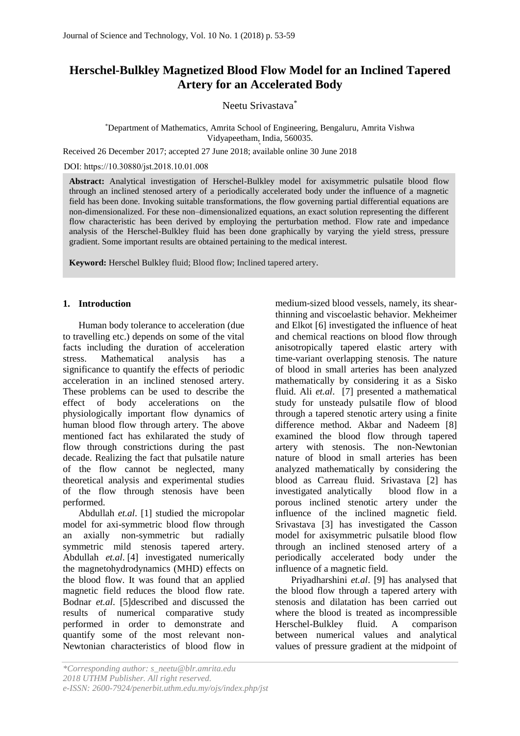# Herschel-Bulkley Magnetized Blood Flow Model for an Inclined Tapered Artery for an Accelerated Body

Neetu Srivastava*

*Department of Mathematics, Amrita School of Engineering, Bengaluru, Amrita Vishwa Vidyapeetham, India, 560035.

Received 26 December 2017; accepted 27 June 2018; available online 30 June 2018

DOI: https://10.30880/jst.2018.10.01.008

**Abstract:** Analytical investigation of Herschel-Bulkley model for axisymmetric pulsatile blood flow through an inclined stenosed artery of a periodically accelerated body under the influence of a magnetic field has been done. Invoking suitable transformations, the flow governing partial differential equations are non-dimensionalized. For these non–dimensionalized equations, an exact solution representing the different flow characteristic has been derived by employing the perturbation method. Flow rate and impedance analysis of the Herschel-Bulkley fluid has been done graphically by varying the yield stress, pressure gradient. Some important results are obtained pertaining to the medical interest.

**Keyword:** Herschel Bulkley fluid; Blood flow; Inclined tapered artery.

## 1. Introduction

Human body tolerance to acceleration (due to travelling etc.) depends on some of the vital facts including the duration of acceleration stress. Mathematical analysis has a significance to quantify the effects of periodic acceleration in an inclined stenosed artery. These problems can be used to describe the effect of body accelerations on the physiologically important flow dynamics of human blood flow through artery. The above mentioned fact has exhilarated the study of flow through constrictions during the past decade. Realizing the fact that pulsatile nature of the flow cannot be neglected, many theoretical analysis and experimental studies of the flow through stenosis have been performed.

Abdullah *et.al*. [1] studied the micropolar model for axi-symmetric blood flow through an axially non-symmetric but radially symmetric mild stenosis tapered artery. Abdullah *et.al*. [4] investigated numerically the magnetohydrodynamics (MHD) effects on the blood flow. It was found that an applied magnetic field reduces the blood flow rate. Bodnar *et.al*. [5] described and discussed the results of numerical comparative study performed in order to demonstrate and quantify some of the most relevant non-Newtonian characteristics of blood flow in medium-sized blood vessels, namely, its shear-thinning and viscoelastic behavior. Mekheimer and Elkot [6] investigated the influence of heat and chemical reactions on blood flow through anisotropically tapered elastic artery with time-variant overlapping stenosis. The nature of blood in small arteries has been analyzed mathematically by considering it as a Sisko fluid. Ali *et.al*. [7] presented a mathematical study for unsteady pulsatile flow of blood through a tapered stenotic artery using a finite difference method. Akbar and Nadeem [8] examined the blood flow through tapered artery with stenosis. The non-Newtonian nature of blood in small arteries has been analyzed mathematically by considering the blood as Carreau fluid. Srivastava [2] has investigated analytically blood flow in a porous inclined stenotic artery under the influence of the inclined magnetic field. Srivastava [3] has investigated the Casson model for axisymmetric pulsatile blood flow through an inclined stenosed artery of a periodically accelerated body under the influence of a magnetic field.

Priyadharshini *et.al*. [9] has analysed that the blood flow through a tapered artery with stenosis and dilatation has been carried out where the blood is treated as incompressible Herschel-Bulkley fluid. A comparison between numerical values and analytical values of pressure gradient at the midpoint of

*Corresponding author: s_neetu@blr.amrita.edu
2018 UTHM Publisher. All right reserved.
e-ISSN: 2600-7924/penerbit.uthm.edu.my/ojs/index.php/jst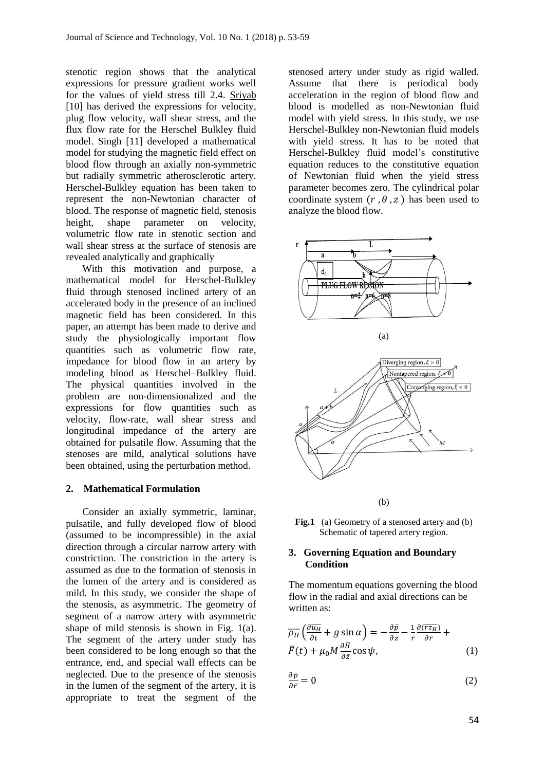stenotic region shows that the analytical expressions for pressure gradient works well for the values of yield stress till 2.4. Sriyab [10] has derived the expressions for velocity, plug flow velocity, wall shear stress, and the flux flow rate for the Herschel Bulkley fluid model. Singh [11] developed a mathematical model for studying the magnetic field effect on blood flow through an axially non-symmetric but radially symmetric atherosclerotic artery. Herschel-Bulkley equation has been taken to represent the non-Newtonian character of blood. The response of magnetic field, stenosis height, shape parameter on velocity, volumetric flow rate in stenotic section and wall shear stress at the surface of stenosis are revealed analytically and graphically

With this motivation and purpose, a mathematical model for Herschel-Bulkley fluid through stenosed inclined artery of an accelerated body in the presence of an inclined magnetic field has been considered. In this paper, an attempt has been made to derive and study the physiologically important flow quantities such as volumetric flow rate, impedance for blood flow in an artery by modeling blood as Herschel–Bulkley fluid. The physical quantities involved in the problem are non-dimensionalized and the expressions for flow quantities such as velocity, flow-rate, wall shear stress and longitudinal impedance of the artery are obtained for pulsatile flow. Assuming that the stenoses are mild, analytical solutions have been obtained, using the perturbation method.

## 2. Mathematical Formulation

Consider an axially symmetric, laminar, pulsatile, and fully developed flow of blood (assumed to be incompressible) in the axial direction through a circular narrow artery with constriction. The constriction in the artery is assumed as due to the formation of stenosis in the lumen of the artery and is considered as mild. In this study, we consider the shape of the stenosis, as asymmetric. The geometry of segment of a narrow artery with asymmetric shape of mild stenosis is shown in Fig. 1(a). The segment of the artery under study has been considered to be long enough so that the entrance, end, and special wall effects can be neglected. Due to the presence of the stenosis in the lumen of the segment of the artery, it is appropriate to treat the segment of the stenosed artery under study as rigid walled. Assume that there is periodical body acceleration in the region of blood flow and blood is modelled as non-Newtonian fluid model with yield stress. In this study, we use Herschel-Bulkley non-Newtonian fluid models with yield stress. It has to be noted that Herschel-Bulkley fluid model's constitutive equation reduces to the constitutive equation of Newtonian fluid when the yield stress parameter becomes zero. The cylindrical polar coordinate system $(r, \theta, z)$ has been used to analyze the blood flow.

(a)

(b)

**Fig.1** (a) Geometry of a stenosed artery and (b) Schematic of tapered artery region.

## 3. Governing Equation and Boundary Condition

The momentum equations governing the blood flow in the radial and axial directions can be written as:

$$\overline{\rho_H}\left(\frac{\partial \overline{u_H}}{\partial t} + g\sin\alpha\right) = -\frac{\partial \bar{p}}{\partial \bar{z}} - \frac{1}{\bar{r}}\frac{\partial(\overline{r\tau_H})}{\partial \bar{r}} + \bar{F}(t) + \mu_0 M \frac{\partial \bar{H}}{\partial \bar{z}}\cos\psi, \tag{1}$$

$$\frac{\partial \bar{p}}{\partial \bar{r}} = 0 \tag{2}$$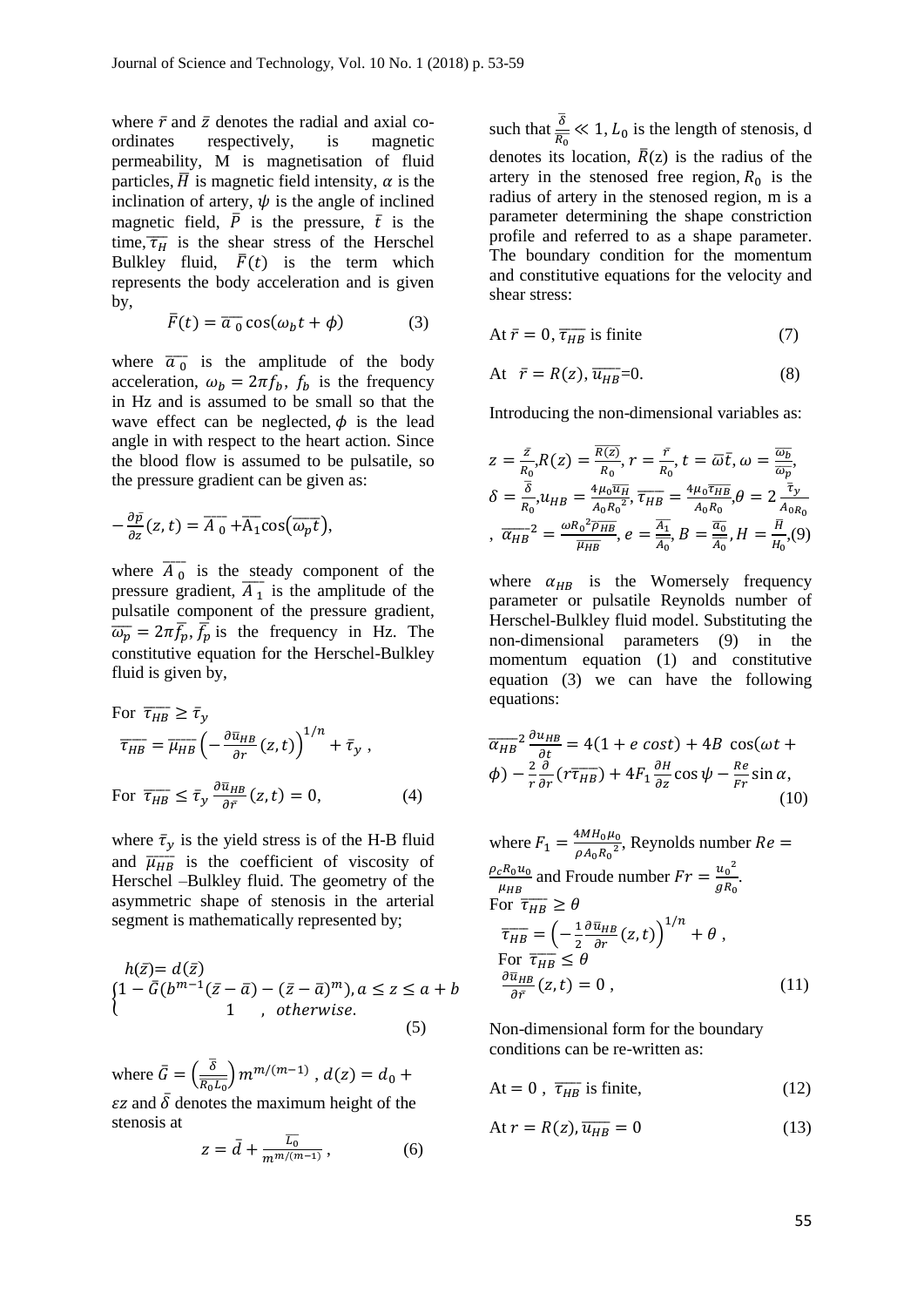where $\bar{r}$ and $\bar{z}$ denotes the radial and axial co-ordinates respectively, is magnetic permeability, M is magnetisation of fluid particles, $\bar{H}$ is magnetic field intensity, $\alpha$ is the inclination of artery, $\psi$ is the angle of inclined magnetic field, $\bar{P}$ is the pressure, $\bar{t}$ is the time, $\overline{\tau_H}$ is the shear stress of the Herschel Bulkley fluid, $\bar{F}(t)$ is the term which represents the body acceleration and is given by,

$$\bar{F}(t) = \overline{a}_0 \cos(\omega_b t + \phi) \tag{3}$$

where $\overline{a}_0$ is the amplitude of the body acceleration, $\omega_b = 2\pi f_b$, $f_b$ is the frequency in Hz and is assumed to be small so that the wave effect can be neglected, $\phi$ is the lead angle in with respect to the heart action. Since the blood flow is assumed to be pulsatile, so the pressure gradient can be given as:

$$-\frac{\partial \bar{p}}{\partial z}(z,t) = \overline{A}_0 + \overline{A_1}\cos(\overline{\omega_p}\bar{t}),$$

where $\overline{A}_0$ is the steady component of the pressure gradient, $\overline{A}_1$ is the amplitude of the pulsatile component of the pressure gradient, $\overline{\omega_p} = 2\pi\bar{f}_p$, $\bar{f}_p$ is the frequency in Hz. The constitutive equation for the Herschel-Bulkley fluid is given by,

For $\overline{\tau_{HB}} \geq \bar{\tau}_y$

$$\overline{\tau_{HB}} = \overline{\mu_{HB}}\left(-\frac{\partial \bar{u}_{HB}}{\partial r}(z,t)\right)^{1/n} + \bar{\tau}_y \, ,$$

For $\overline{\tau_{HB}} \leq \bar{\tau}_y$ $\frac{\partial \bar{u}_{HB}}{\partial \bar{r}}(z,t) = 0, \tag{4}$

where $\bar{\tau}_y$ is the yield stress is of the H-B fluid and $\overline{\mu_{HB}}$ is the coefficient of viscosity of Herschel –Bulkley fluid. The geometry of the asymmetric shape of stenosis in the arterial segment is mathematically represented by;

$$h(\bar{z}) = d(\bar{z}) \begin{cases} 1 - \bar{G}(b^{m-1}(\bar{z}-\bar{a}) - (\bar{z}-\bar{a})^m), & a \leq z \leq a+b \\ 1 & , \textit{otherwise.} \end{cases} \tag{5}$$

where $\bar{G} = \left(\frac{\bar{\delta}}{\overline{R_0 L_0}}\right) m^{m/(m-1)}$ , $d(z) = d_0 + \varepsilon z$ and $\bar{\delta}$ denotes the maximum height of the stenosis at

$$z = \bar{d} + \frac{\overline{L_0}}{m^{m/(m-1)}} \, , \tag{6}$$

such that $\frac{\bar{\delta}}{\overline{R_0}} \ll 1$, $L_0$ is the length of stenosis, d denotes its location, $\bar{R}(z)$ is the radius of the artery in the stenosed free region, $R_0$ is the radius of artery in the stenosed region, m is a parameter determining the shape constriction profile and referred to as a shape parameter. The boundary condition for the momentum and constitutive equations for the velocity and shear stress:

$$\text{At } \bar{r} = 0, \overline{\tau_{HB}} \text{ is finite} \tag{7}$$

$$\text{At } \bar{r} = R(z), \overline{u_{HB}} = 0. \tag{8}$$

Introducing the non-dimensional variables as:

$$z = \frac{\bar{z}}{R_0}, R(z) = \frac{\overline{R(z)}}{R_0}, r = \frac{\bar{r}}{R_0}, t = \bar{\omega}\bar{t}, \omega = \frac{\overline{\omega_b}}{\overline{\omega_p}},$$
$$\delta = \frac{\bar{\delta}}{R_0}, u_{HB} = \frac{4\mu_0\overline{u_H}}{A_0{R_0}^2}, \overline{\tau_{HB}} = \frac{4\mu_0\overline{\tau_{HB}}}{A_0 R_0}, \theta = 2\frac{\bar{\tau}_y}{A_{0R_0}}$$
$$, \overline{\alpha_{HB}}^2 = \frac{\omega {R_0}^2\overline{\rho_{HB}}}{\overline{\mu_{HB}}}, e = \frac{\overline{A_1}}{\overline{A_0}}, B = \frac{\overline{a_0}}{\overline{A_0}}, H = \frac{\bar{H}}{H_0}, \tag{9}$$

where $\alpha_{HB}$ is the Womersely frequency parameter or pulsatile Reynolds number of Herschel-Bulkley fluid model. Substituting the non-dimensional parameters (9) in the momentum equation (1) and constitutive equation (3) we can have the following equations:

$$\overline{\alpha_{HB}}^2 \frac{\partial u_{HB}}{\partial t} = 4(1 + e\, cost) + 4B\, \cos(\omega t + \phi) - \frac{2}{r}\frac{\partial}{\partial r}(r\overline{\tau_{HB}}) + 4F_1\frac{\partial H}{\partial z}\cos\psi - \frac{Re}{Fr}\sin\alpha, \tag{10}$$

where $F_1 = \frac{4MH_0\mu_0}{\rho A_0 {R_0}^2}$, Reynolds number $Re = \frac{\rho_c R_0 u_0}{\mu_{HB}}$ and Froude number $Fr = \frac{{u_0}^2}{gR_0}$.

For $\overline{\tau_{HB}} \geq \theta$

$$\overline{\tau_{HB}} = \left(-\frac{1}{2}\frac{\partial \bar{u}_{HB}}{\partial r}(z,t)\right)^{1/n} + \theta \, ,$$

For $\overline{\tau_{HB}} \leq \theta$

$$\frac{\partial \bar{u}_{HB}}{\partial \bar{r}}(z,t) = 0 \, , \tag{11}$$

Non-dimensional form for the boundary conditions can be re-written as:

$$\text{At} = 0 \, , \ \overline{\tau_{HB}} \text{ is finite,} \tag{12}$$

$$\text{At } r = R(z), \overline{u_{HB}} = 0 \tag{13}$$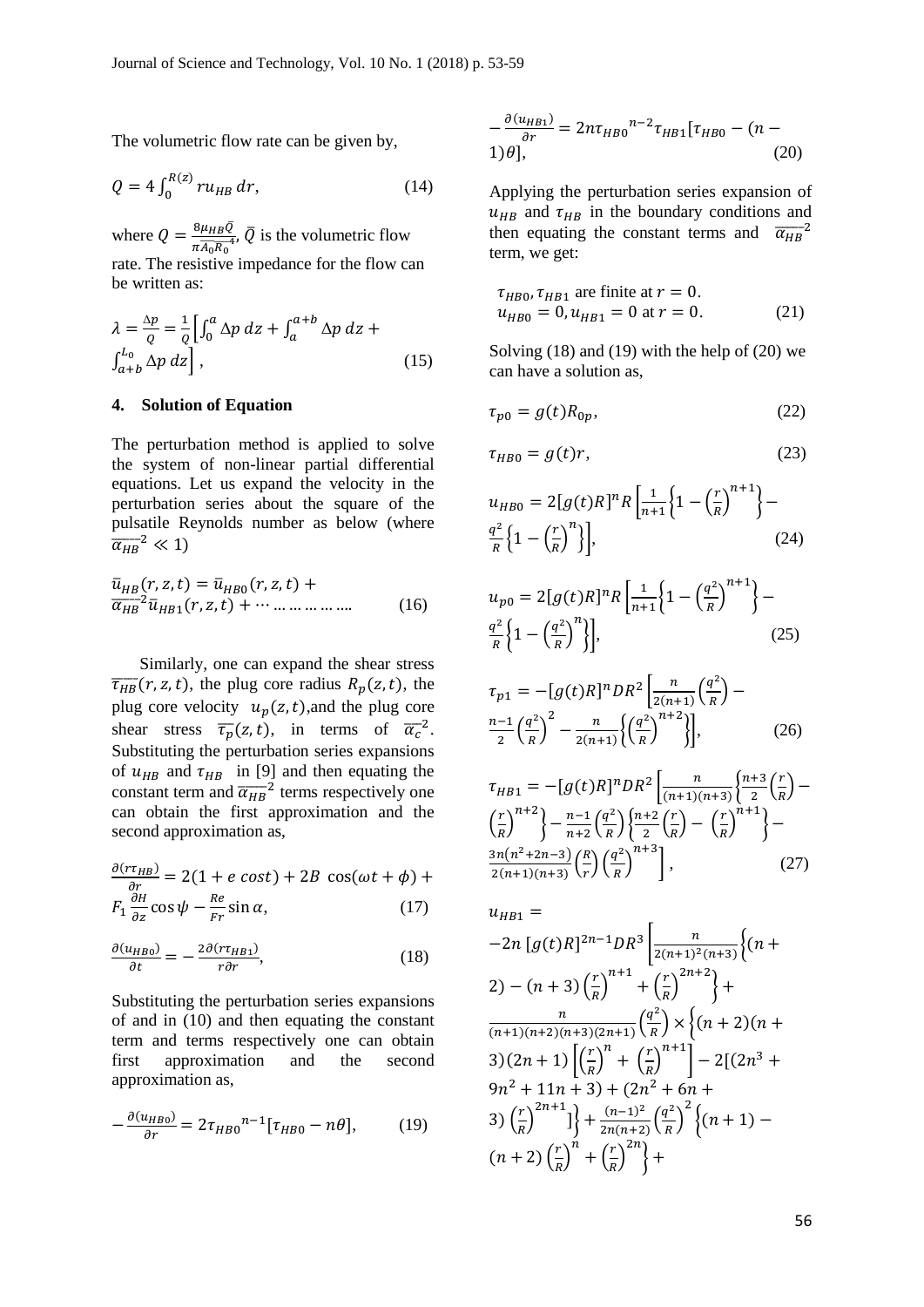The volumetric flow rate can be given by,

$$Q = 4\int_0^{R(z)} r u_{HB}\, dr, \tag{14}$$

where $Q = \frac{8\mu_{HB}\bar{Q}}{\pi \bar{A_0} \bar{R_0}^4}$, $\bar{Q}$ is the volumetric flow rate. The resistive impedance for the flow can be written as:

$$\lambda = \frac{\Delta p}{Q} = \frac{1}{Q}\left[\int_0^a \Delta p\, dz + \int_a^{a+b} \Delta p\, dz + \int_{a+b}^{L_0} \Delta p\, dz\right], \tag{15}$$

### 4. Solution of Equation

The perturbation method is applied to solve the system of non-linear partial differential equations. Let us expand the velocity in the perturbation series about the square of the pulsatile Reynolds number as below (where $\overline{\alpha_{HB}}^2 \ll 1$)

$$\bar{u}_{HB}(r,z,t) = \bar{u}_{HB0}(r,z,t) + \overline{\alpha_{HB}}^2 \bar{u}_{HB1}(r,z,t) + \cdots \ldots \ldots \ldots \ldots \tag{16}$$

Similarly, one can expand the shear stress $\overline{\tau_{HB}}(r,z,t)$, the plug core radius $R_p(z,t)$, the plug core velocity $u_p(z,t)$, and the plug core shear stress $\overline{\tau_p}(z,t)$, in terms of $\overline{\alpha_c}^2$. Substituting the perturbation series expansions of $u_{HB}$ and $\tau_{HB}$ in [9] and then equating the constant term and $\overline{\alpha_{HB}}^2$ terms respectively one can obtain the first approximation and the second approximation as,

$$\frac{\partial (r\tau_{HB})}{\partial r} = 2(1 + e\cos t) + 2B\cos(\omega t + \phi) + F_1 \frac{\partial H}{\partial z}\cos\psi - \frac{Re}{Fr}\sin\alpha, \tag{17}$$

$$\frac{\partial (u_{HB0})}{\partial t} = -\frac{2\partial (r\tau_{HB1})}{r\partial r}, \tag{18}$$

Substituting the perturbation series expansions of and in (10) and then equating the constant term and terms respectively one can obtain first approximation and the second approximation as,

$$-\frac{\partial (u_{HB0})}{\partial r} = 2\tau_{HB0}{}^{n-1}[\tau_{HB0} - n\theta], \tag{19}$$

$$-\frac{\partial (u_{HB1})}{\partial r} = 2n\tau_{HB0}{}^{n-2}\tau_{HB1}[\tau_{HB0} - (n-1)\theta], \tag{20}$$

Applying the perturbation series expansion of $u_{HB}$ and $\tau_{HB}$ in the boundary conditions and then equating the constant terms and $\overline{\alpha_{HB}}^2$ term, we get:

$$\begin{aligned} &\tau_{HB0}, \tau_{HB1} \text{ are finite at } r = 0. \\ &u_{HB0} = 0, u_{HB1} = 0 \text{ at } r = 0. \end{aligned} \tag{21}$$

Solving (18) and (19) with the help of (20) we can have a solution as,

$$\tau_{p0} = g(t)R_{0p}, \tag{22}$$

$$\tau_{HB0} = g(t)r, \tag{23}$$

$$u_{HB0} = 2[g(t)R]^n R\left[\frac{1}{n+1}\left\{1 - \left(\frac{r}{R}\right)^{n+1}\right\} - \frac{q^2}{R}\left\{1 - \left(\frac{r}{R}\right)^n\right\}\right], \tag{24}$$

$$u_{p0} = 2[g(t)R]^n R\left[\frac{1}{n+1}\left\{1 - \left(\frac{q^2}{R}\right)^{n+1}\right\} - \frac{q^2}{R}\left\{1 - \left(\frac{q^2}{R}\right)^n\right\}\right], \tag{25}$$

$$\tau_{p1} = -[g(t)R]^n DR^2\left[\frac{n}{2(n+1)}\left(\frac{q^2}{R}\right) - \frac{n-1}{2}\left(\frac{q^2}{R}\right)^2 - \frac{n}{2(n+1)}\left\{\left(\frac{q^2}{R}\right)^{n+2}\right\}\right], \tag{26}$$

$$\tau_{HB1} = -[g(t)R]^n DR^2\left[\frac{n}{(n+1)(n+3)}\left\{\frac{n+3}{2}\left(\frac{r}{R}\right) - \left(\frac{r}{R}\right)^{n+2}\right\} - \frac{n-1}{n+2}\left(\frac{q^2}{R}\right)\left\{\frac{n+2}{2}\left(\frac{r}{R}\right) - \left(\frac{r}{R}\right)^{n+1}\right\} - \frac{3n(n^2+2n-3)}{2(n+1)(n+3)}\left(\frac{R}{r}\right)\left(\frac{q^2}{R}\right)^{n+3}\right], \tag{27}$$

$$\begin{aligned} u_{HB1} = &-2n\,[g(t)R]^{2n-1}DR^3\left[\frac{n}{2(n+1)^2(n+3)}\left\{(n+2) - (n+3)\left(\frac{r}{R}\right)^{n+1} + \left(\frac{r}{R}\right)^{2n+2}\right\} + \right. \\ &\frac{n}{(n+1)(n+2)(n+3)(2n+1)}\left(\frac{q^2}{R}\right) \times \left\{(n+2)(n+3)(2n+1)\left[\left(\frac{r}{R}\right)^n + \left(\frac{r}{R}\right)^{n+1}\right] - 2[(2n^3 + 9n^2 + 11n + 3) + (2n^2 + 6n + 3)\left(\frac{r}{R}\right)^{2n+1}]\right\} + \frac{(n-1)^2}{2n(n+2)}\left(\frac{q^2}{R}\right)^2\left\{(n+1) - (n+2)\left(\frac{r}{R}\right)^n + \left(\frac{r}{R}\right)^{2n}\right\} + \end{aligned}$$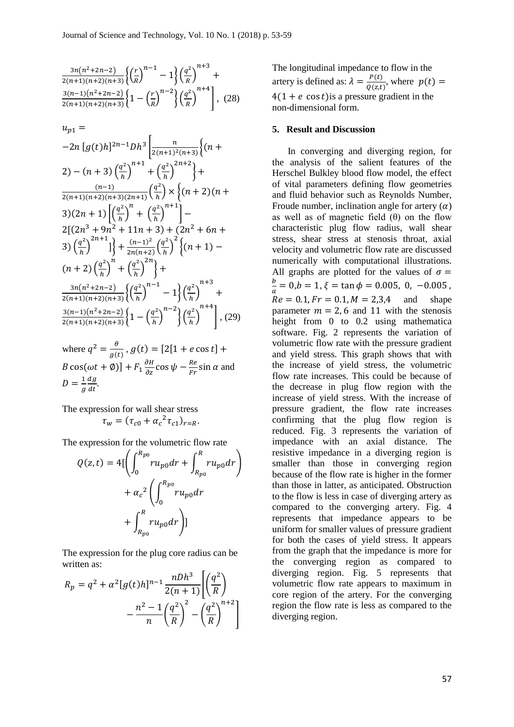$$\frac{3n(n^2+2n-2)}{2(n+1)(n+2)(n+3)}\left\{\left(\frac{r}{R}\right)^{n-1}-1\right\}\left(\frac{q^2}{R}\right)^{n+3}+ \frac{3(n-1)(n^2+2n-2)}{2(n+1)(n+2)(n+3)}\left\{1-\left(\frac{r}{R}\right)^{n-2}\right\}\left(\frac{q^2}{R}\right)^{n+4}\Bigg], \quad (28)$$

$$u_{p1} = -2n\,[g(t)h]^{2n-1}Dh^3\left[\frac{n}{2(n+1)^2(n+3)}\left\{(n+2)-(n+3)\left(\frac{q^2}{h}\right)^{n+1}+\left(\frac{q^2}{h}\right)^{2n+2}\right\}+ \frac{(n-1)}{2(n+1)(n+2)(n+3)(2n+1)}\left(\frac{q^2}{h}\right)\times\left\{(n+2)(n+3)(2n+1)\left[\left(\frac{q^2}{h}\right)^{n}+\left(\frac{q^2}{h}\right)^{n+1}\right]- 2[(2n^3+9n^2+11n+3)+(2n^2+6n+3)\left(\frac{q^2}{h}\right)^{2n+1}]\right\}+\frac{(n-1)^2}{2n(n+2)}\left(\frac{q^2}{h}\right)^2\left\{(n+1)-(n+2)\left(\frac{q^2}{h}\right)^{n}+\left(\frac{q^2}{h}\right)^{2n}\right\}+ \frac{3n(n^2+2n-2)}{2(n+1)(n+2)(n+3)}\left\{\left(\frac{q^2}{h}\right)^{n-1}-1\right\}\left(\frac{q^2}{h}\right)^{n+3}+ \frac{3(n-1)(n^2+2n-2)}{2(n+1)(n+2)(n+3)}\left\{1-\left(\frac{q^2}{h}\right)^{n-2}\right\}\left(\frac{q^2}{h}\right)^{n+4}\right], \quad (29)$$

where $q^2 = \frac{\theta}{g(t)}$, $g(t) = [2[1 + e\cos t] + B\cos(\omega t + \emptyset)] + F_1\frac{\partial H}{\partial z}\cos\psi - \frac{Re}{Fr}\sin\alpha$ and $D = \frac{1}{g}\frac{dg}{dt}$.

The expression for wall shear stress

$$\tau_w = (\tau_{c0} + \alpha_c{}^2\tau_{c1})_{r=R}.$$

The expression for the volumetric flow rate

$$Q(z,t) = 4[\left(\int_0^{R_{p0}} ru_{p0}dr + \int_{R_{p0}}^{R} ru_{p0}dr\right) + \alpha_c{}^2\left(\int_0^{R_{p0}} ru_{p0}dr + \int_{R_{p0}}^{R} ru_{p0}dr\right)]$$

The expression for the plug core radius can be written as:

$$R_p = q^2 + \alpha^2[g(t)h]^{n-1}\frac{nDh^3}{2(n+1)}\left[\left(\frac{q^2}{R}\right) - \frac{n^2-1}{n}\left(\frac{q^2}{R}\right)^2 - \left(\frac{q^2}{R}\right)^{n+2}\right]$$

The longitudinal impedance to flow in the artery is defined as: $\lambda = \frac{P(t)}{Q(z,t)}$, where $p(t) = 4(1 + e\,\cos t)$is a pressure gradient in the non-dimensional form.

## 5. Result and Discussion

In converging and diverging region, for the analysis of the salient features of the Herschel Bulkley blood flow model, the effect of vital parameters defining flow geometries and fluid behavior such as Reynolds Number, Froude number, inclination angle for artery ($\alpha$) as well as of magnetic field ($\theta$) on the flow characteristic plug flow radius, wall shear stress, shear stress at stenosis throat, axial velocity and volumetric flow rate are discussed numerically with computational illustrations. All graphs are plotted for the values of $\sigma = \frac{b}{a} = 0, b = 1, \xi = \tan\phi = 0.005,\ 0,\ -0.005$, $Re = 0.1, Fr = 0.1, M = 2,3,4$ and shape parameter $m = 2, 6$ and $11$ with the stenosis height from 0 to 0.2 using mathematica software. Fig. 2 represents the variation of volumetric flow rate with the pressure gradient and yield stress. This graph shows that with the increase of yield stress, the volumetric flow rate increases. This could be because of the decrease in plug flow region with the increase of yield stress. With the increase of pressure gradient, the flow rate increases confirming that the plug flow region is reduced. Fig. 3 represents the variation of impedance with an axial distance. The resistive impedance in a diverging region is smaller than those in converging region because of the flow rate is higher in the former than those in latter, as anticipated. Obstruction to the flow is less in case of diverging artery as compared to the converging artery. Fig. 4 represents that impedance appears to be uniform for smaller values of pressure gradient for both the cases of yield stress. It appears from the graph that the impedance is more for the converging region as compared to diverging region. Fig. 5 represents that volumetric flow rate appears to maximum in core region of the artery. For the converging region the flow rate is less as compared to the diverging region.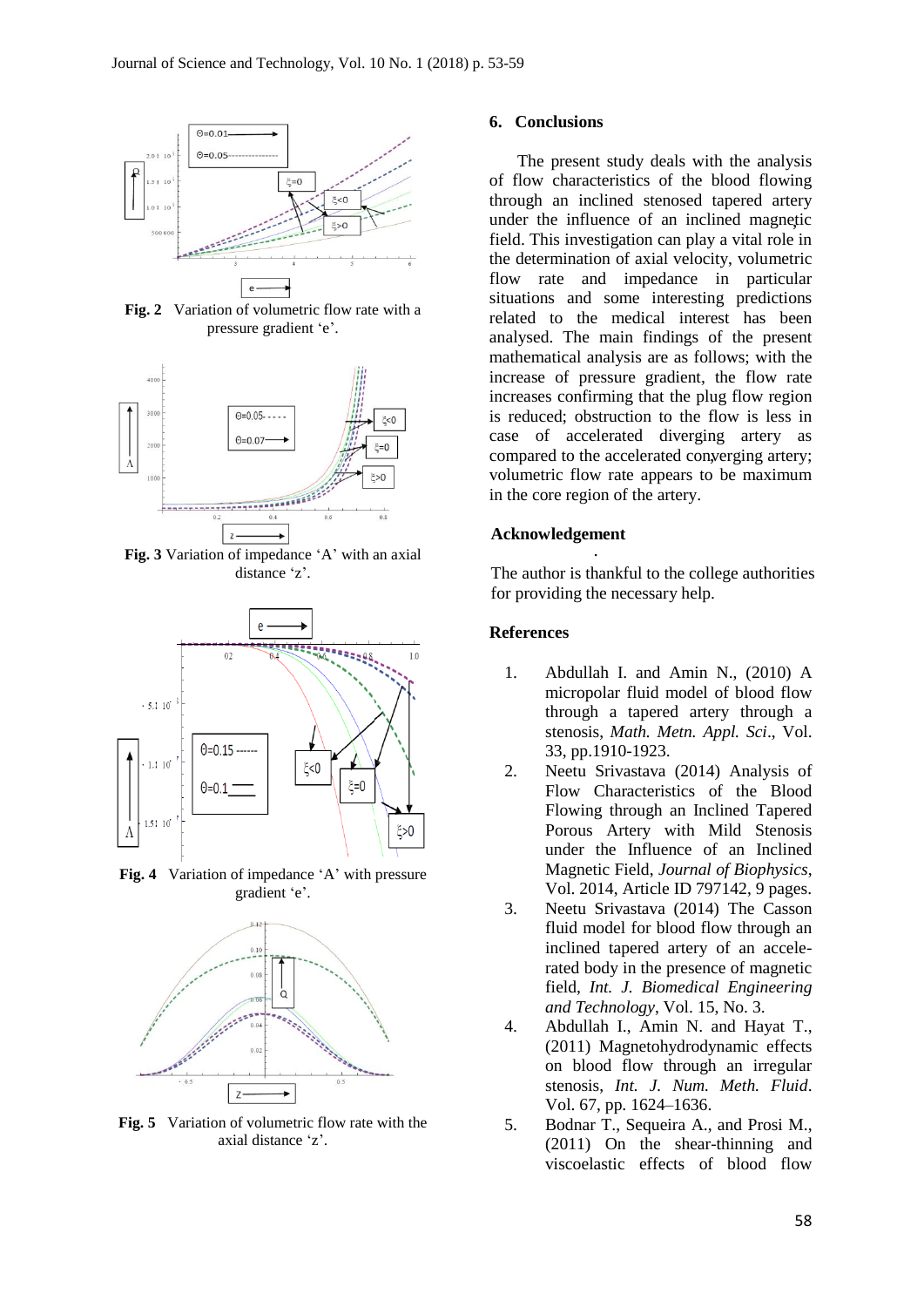**Fig. 2** Variation of volumetric flow rate with a pressure gradient 'e'.

**Fig. 3** Variation of impedance 'Λ' with an axial distance 'z'.

**Fig. 4** Variation of impedance 'Λ' with pressure gradient 'e'.

**Fig. 5** Variation of volumetric flow rate with the axial distance 'z'.

## 6. Conclusions

The present study deals with the analysis of flow characteristics of the blood flowing through an inclined stenosed tapered artery under the influence of an inclined magnetic field. This investigation can play a vital role in the determination of axial velocity, volumetric flow rate and impedance in particular situations and some interesting predictions related to the medical interest has been analysed. The main findings of the present mathematical analysis are as follows; with the increase of pressure gradient, the flow rate increases confirming that the plug flow region is reduced; obstruction to the flow is less in case of accelerated diverging artery as compared to the accelerated converging artery; volumetric flow rate appears to be maximum in the core region of the artery.

## Acknowledgement

The author is thankful to the college authorities for providing the necessary help.

## References

1. Abdullah I. and Amin N., (2010) A micropolar fluid model of blood flow through a tapered artery with a stenosis, *Math. Metn. Appl. Sci*., Vol. 33, pp.1910-1923.
2. Neetu Srivastava (2014) Analysis of Flow Characteristics of the Blood Flowing through an Inclined Tapered Porous Artery with Mild Stenosis under the Influence of an Inclined Magnetic Field, *Journal of Biophysics*, Vol. 2014, Article ID 797142, 9 pages.
3. Neetu Srivastava (2014) The Casson fluid model for blood flow through an inclined tapered artery of an accelerated body in the presence of magnetic field, *Int. J. Biomedical Engineering and Technology*, Vol. 15, No. 3.
4. Abdullah I., Amin N. and Hayat T., (2011) Magnetohydrodynamic effects on blood flow through an irregular stenosis, *Int. J. Num. Meth. Fluid*. Vol. 67, pp. 1624–1636.
5. Bodnar T., Sequeira A., and Prosi M., (2011) On the shear-thinning and viscoelastic effects of blood flow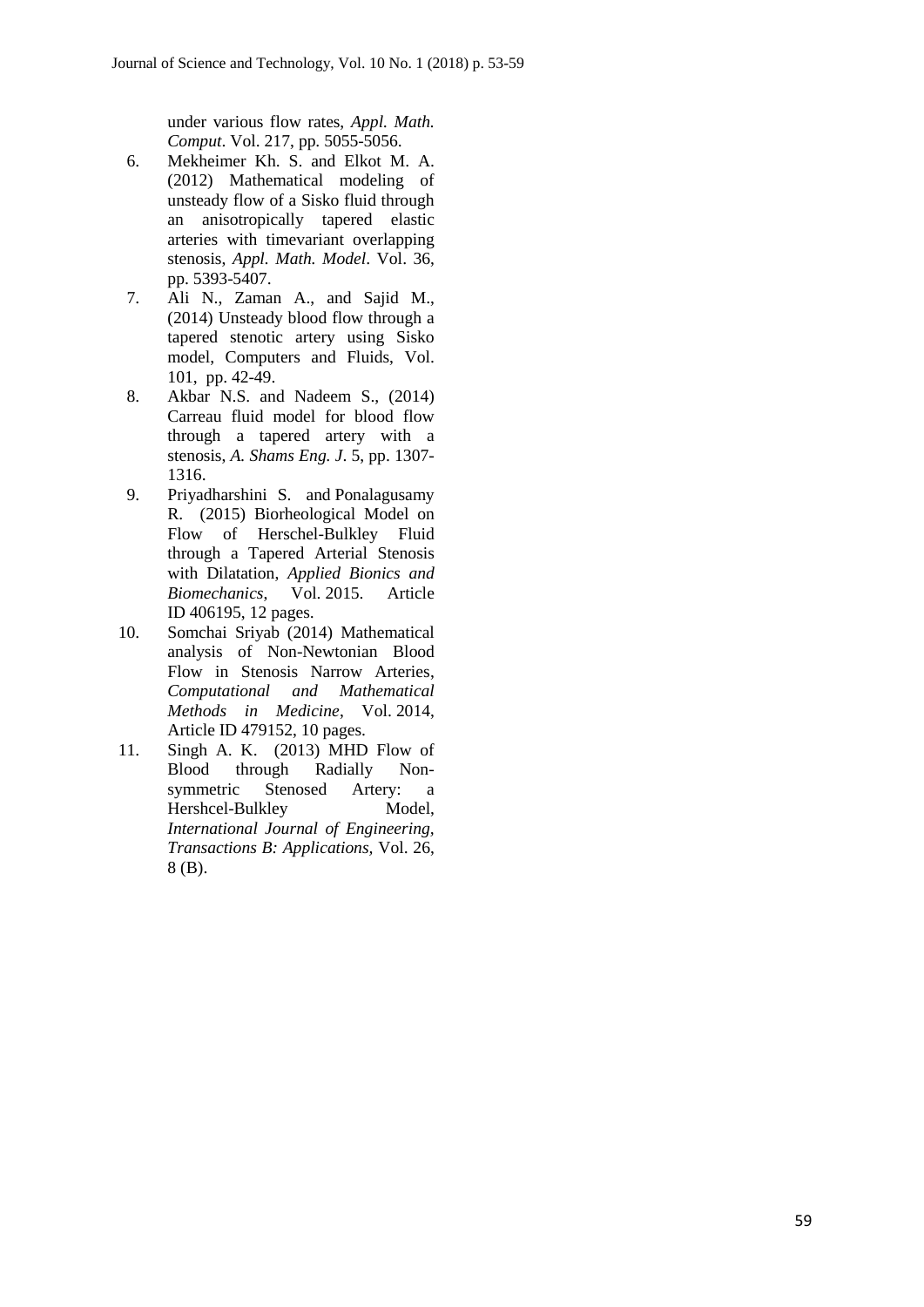under various flow rates, *Appl. Math. Comput*. Vol. 217, pp. 5055-5056.

6. Mekheimer Kh. S. and Elkot M. A. (2012) Mathematical modeling of unsteady flow of a Sisko fluid through an anisotropically tapered elastic arteries with timevariant overlapping stenosis, *Appl. Math. Model*. Vol. 36, pp. 5393-5407.
7. Ali N., Zaman A., and Sajid M., (2014) Unsteady blood flow through a tapered stenotic artery using Sisko model, Computers and Fluids, Vol. 101, pp. 42-49.
8. Akbar N.S. and Nadeem S., (2014) Carreau fluid model for blood flow through a tapered artery with a stenosis, *A. Shams Eng. J*. 5, pp. 1307-1316.
9. Priyadharshini S. and Ponalagusamy R. (2015) Biorheological Model on Flow of Herschel-Bulkley Fluid through a Tapered Arterial Stenosis with Dilatation, *Applied Bionics and Biomechanics*, Vol. 2015. Article ID 406195, 12 pages.
10. Somchai Sriyab (2014) Mathematical analysis of Non-Newtonian Blood Flow in Stenosis Narrow Arteries, *Computational and Mathematical Methods in Medicine*, Vol. 2014, Article ID 479152, 10 pages.
11. Singh A. K. (2013) MHD Flow of Blood through Radially Non-symmetric Stenosed Artery: a Hershcel-Bulkley Model, *International Journal of Engineering, Transactions B: Applications*, Vol. 26, 8 (B).